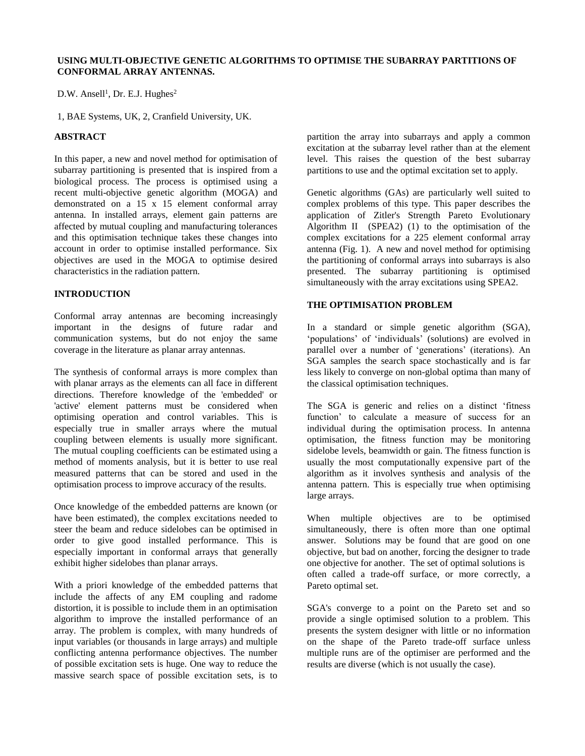# USING MULTI-OBJECTIVE GENETIC ALGORITHMS TO OPTIMISE THE SUBARRAY PARTITIONS OF CONFORMAL ARRAY ANTENNAS.

D.W. Ansell[1], Dr. E.J. Hughes[2]

1, BAE Systems, UK, 2, Cranfield University, UK.

## ABSTRACT

In this paper, a new and novel method for optimisation of subarray partitioning is presented that is inspired from a biological process. The process is optimised using a recent multi-objective genetic algorithm (MOGA) and demonstrated on a 15 x 15 element conformal array antenna. In installed arrays, element gain patterns are affected by mutual coupling and manufacturing tolerances and this optimisation technique takes these changes into account in order to optimise installed performance. Six objectives are used in the MOGA to optimise desired characteristics in the radiation pattern.

## INTRODUCTION

Conformal array antennas are becoming increasingly important in the designs of future radar and communication systems, but do not enjoy the same coverage in the literature as planar array antennas.

The synthesis of conformal arrays is more complex than with planar arrays as the elements can all face in different directions. Therefore knowledge of the 'embedded' or 'active' element patterns must be considered when optimising operation and control variables. This is especially true in smaller arrays where the mutual coupling between elements is usually more significant. The mutual coupling coefficients can be estimated using a method of moments analysis, but it is better to use real measured patterns that can be stored and used in the optimisation process to improve accuracy of the results.

Once knowledge of the embedded patterns are known (or have been estimated), the complex excitations needed to steer the beam and reduce sidelobes can be optimised in order to give good installed performance. This is especially important in conformal arrays that generally exhibit higher sidelobes than planar arrays.

With a priori knowledge of the embedded patterns that include the affects of any EM coupling and radome distortion, it is possible to include them in an optimisation algorithm to improve the installed performance of an array. The problem is complex, with many hundreds of input variables (or thousands in large arrays) and multiple conflicting antenna performance objectives. The number of possible excitation sets is huge. One way to reduce the massive search space of possible excitation sets, is to partition the array into subarrays and apply a common excitation at the subarray level rather than at the element level. This raises the question of the best subarray partitions to use and the optimal excitation set to apply.

Genetic algorithms (GAs) are particularly well suited to complex problems of this type. This paper describes the application of Zitler's Strength Pareto Evolutionary Algorithm II (SPEA2) (1) to the optimisation of the complex excitations for a 225 element conformal array antenna (Fig. 1). A new and novel method for optimising the partitioning of conformal arrays into subarrays is also presented. The subarray partitioning is optimised simultaneously with the array excitations using SPEA2.

## THE OPTIMISATION PROBLEM

In a standard or simple genetic algorithm (SGA), 'populations' of 'individuals' (solutions) are evolved in parallel over a number of 'generations' (iterations). An SGA samples the search space stochastically and is far less likely to converge on non-global optima than many of the classical optimisation techniques.

The SGA is generic and relies on a distinct 'fitness function' to calculate a measure of success for an individual during the optimisation process. In antenna optimisation, the fitness function may be monitoring sidelobe levels, beamwidth or gain. The fitness function is usually the most computationally expensive part of the algorithm as it involves synthesis and analysis of the antenna pattern. This is especially true when optimising large arrays.

When multiple objectives are to be optimised simultaneously, there is often more than one optimal answer. Solutions may be found that are good on one objective, but bad on another, forcing the designer to trade one objective for another. The set of optimal solutions is often called a trade-off surface, or more correctly, a Pareto optimal set.

SGA's converge to a point on the Pareto set and so provide a single optimised solution to a problem. This presents the system designer with little or no information on the shape of the Pareto trade-off surface unless multiple runs are of the optimiser are performed and the results are diverse (which is not usually the case).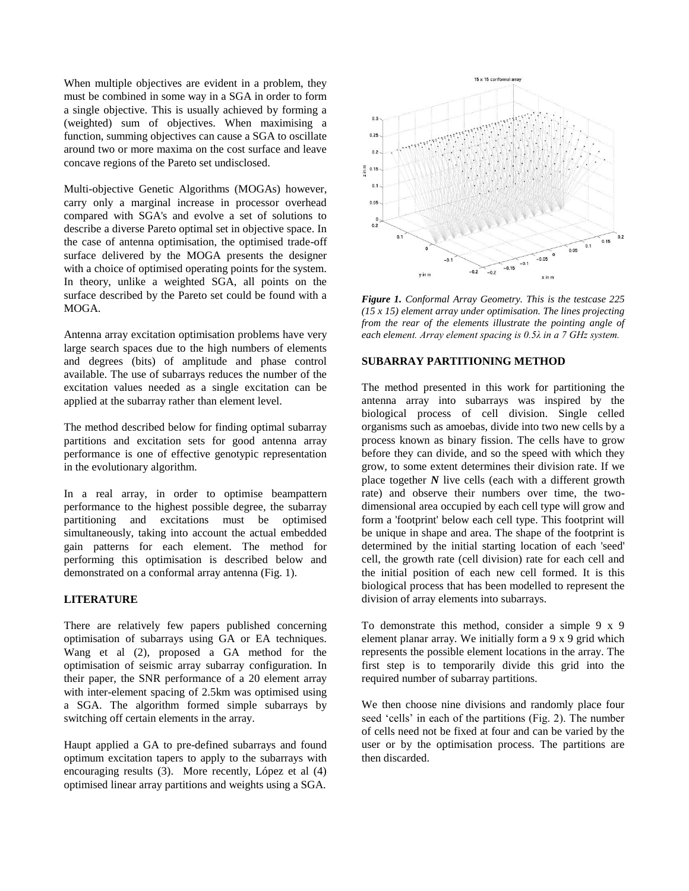When multiple objectives are evident in a problem, they must be combined in some way in a SGA in order to form a single objective. This is usually achieved by forming a (weighted) sum of objectives. When maximising a function, summing objectives can cause a SGA to oscillate around two or more maxima on the cost surface and leave concave regions of the Pareto set undisclosed.

Multi-objective Genetic Algorithms (MOGAs) however, carry only a marginal increase in processor overhead compared with SGA's and evolve a set of solutions to describe a diverse Pareto optimal set in objective space. In the case of antenna optimisation, the optimised trade-off surface delivered by the MOGA presents the designer with a choice of optimised operating points for the system. In theory, unlike a weighted SGA, all points on the surface described by the Pareto set could be found with a MOGA.

Antenna array excitation optimisation problems have very large search spaces due to the high numbers of elements and degrees (bits) of amplitude and phase control available. The use of subarrays reduces the number of the excitation values needed as a single excitation can be applied at the subarray rather than element level.

The method described below for finding optimal subarray partitions and excitation sets for good antenna array performance is one of effective genotypic representation in the evolutionary algorithm.

In a real array, in order to optimise beampattern performance to the highest possible degree, the subarray partitioning and excitations must be optimised simultaneously, taking into account the actual embedded gain patterns for each element. The method for performing this optimisation is described below and demonstrated on a conformal array antenna (Fig. 1).

## LITERATURE

There are relatively few papers published concerning optimisation of subarrays using GA or EA techniques. Wang et al (2), proposed a GA method for the optimisation of seismic array subarray configuration. In their paper, the SNR performance of a 20 element array with inter-element spacing of 2.5km was optimised using a SGA. The algorithm formed simple subarrays by switching off certain elements in the array.

Haupt applied a GA to pre-defined subarrays and found optimum excitation tapers to apply to the subarrays with encouraging results (3). More recently, López et al (4) optimised linear array partitions and weights using a SGA.

*Figure 1. Conformal Array Geometry. This is the testcase 225 (15 x 15) element array under optimisation. The lines projecting from the rear of the elements illustrate the pointing angle of each element. Array element spacing is 0.5λ in a 7 GHz system.*

## SUBARRAY PARTITIONING METHOD

The method presented in this work for partitioning the antenna array into subarrays was inspired by the biological process of cell division. Single celled organisms such as amoebas, divide into two new cells by a process known as binary fission. The cells have to grow before they can divide, and so the speed with which they grow, to some extent determines their division rate. If we place together ***N*** live cells (each with a different growth rate) and observe their numbers over time, the two-dimensional area occupied by each cell type will grow and form a 'footprint' below each cell type. This footprint will be unique in shape and area. The shape of the footprint is determined by the initial starting location of each 'seed' cell, the growth rate (cell division) rate for each cell and the initial position of each new cell formed. It is this biological process that has been modelled to represent the division of array elements into subarrays.

To demonstrate this method, consider a simple 9 x 9 element planar array. We initially form a 9 x 9 grid which represents the possible element locations in the array. The first step is to temporarily divide this grid into the required number of subarray partitions.

We then choose nine divisions and randomly place four seed 'cells' in each of the partitions (Fig. 2). The number of cells need not be fixed at four and can be varied by the user or by the optimisation process. The partitions are then discarded.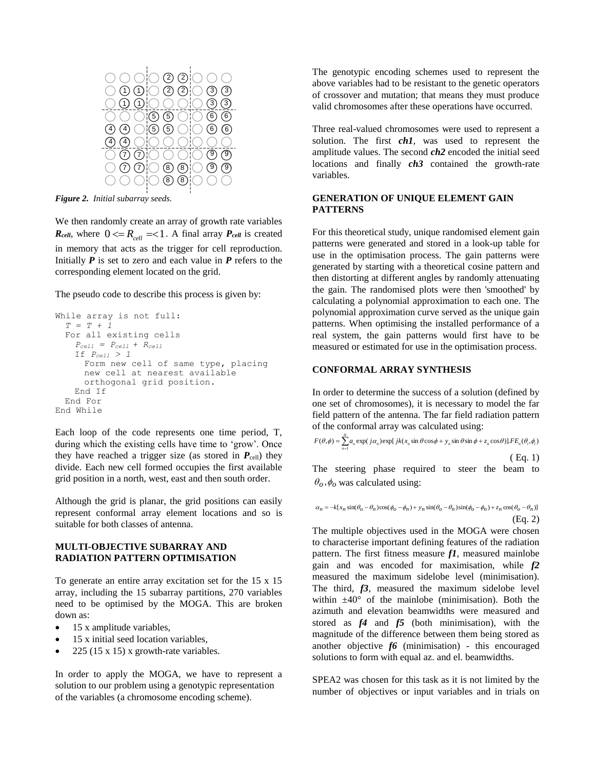*Figure 2. Initial subarray seeds.*

We then randomly create an array of growth rate variables $\boldsymbol{R_{cell}}$, where $0 <= R_{cell} =< 1$. A final array $\boldsymbol{P_{cell}}$ is created in memory that acts as the trigger for cell reproduction. Initially $\boldsymbol{P}$ is set to zero and each value in $\boldsymbol{P}$ refers to the corresponding element located on the grid.

The pseudo code to describe this process is given by:

```
While array is not full:
  T = T + 1
  For all existing cells
    Pcell = Pcell + Rcell
    If Pcell > 1
      Form new cell of same type, placing
      new cell at nearest available
      orthogonal grid position.
    End If
  End For
End While
```

Each loop of the code represents one time period, T, during which the existing cells have time to 'grow'. Once they have reached a trigger size (as stored in $\boldsymbol{P}_{\text{cell}}$) they divide. Each new cell formed occupies the first available grid position in a north, west, east and then south order.

Although the grid is planar, the grid positions can easily represent conformal array element locations and so is suitable for both classes of antenna.

## MULTI-OBJECTIVE SUBARRAY AND RADIATION PATTERN OPTIMISATION

To generate an entire array excitation set for the 15 x 15 array, including the 15 subarray partitions, 270 variables need to be optimised by the MOGA. This are broken down as:

- 15 x amplitude variables,
- 15 x initial seed location variables,
- 225 (15 x 15) x growth-rate variables.

In order to apply the MOGA, we have to represent a solution to our problem using a genotypic representation of the variables (a chromosome encoding scheme).

The genotypic encoding schemes used to represent the above variables had to be resistant to the genetic operators of crossover and mutation; that means they must produce valid chromosomes after these operations have occurred.

Three real-valued chromosomes were used to represent a solution. The first ***ch1***, was used to represent the amplitude values. The second ***ch2*** encoded the initial seed locations and finally ***ch3*** contained the growth-rate variables.

## GENERATION OF UNIQUE ELEMENT GAIN PATTERNS

For this theoretical study, unique randomised element gain patterns were generated and stored in a look-up table for use in the optimisation process. The gain patterns were generated by starting with a theoretical cosine pattern and then distorting at different angles by randomly attenuating the gain. The randomised plots were then 'smoothed' by calculating a polynomial approximation to each one. The polynomial approximation curve served as the unique gain patterns. When optimising the installed performance of a real system, the gain patterns would first have to be measured or estimated for use in the optimisation process.

## CONFORMAL ARRAY SYNTHESIS

In order to determine the success of a solution (defined by one set of chromosomes), it is necessary to model the far field pattern of the antenna. The far field radiation pattern of the conformal array was calculated using:

$$F(\theta,\phi) = \sum_{n=1}^{N} a_n \exp(j\alpha_n)\exp[jk(x_n \sin\theta\cos\phi + y_n \sin\theta\sin\phi + z_n \cos\theta)].FE_n(\theta_i,\phi_i) \quad \text{( Eq. 1)}$$

The steering phase required to steer the beam to $\theta_o, \phi_o$ was calculated using:

$$\alpha_n = -k[x_n \sin(\theta_o - \theta_n)\cos(\phi_o - \phi_n) + y_n \sin(\theta_o - \theta_n)\sin(\phi_o - \phi_n) + z_n \cos(\theta_o - \theta_n)] \quad \text{(Eq. 2)}$$

The multiple objectives used in the MOGA were chosen to characterise important defining features of the radiation pattern. The first fitness measure ***f1***, measured mainlobe gain and was encoded for maximisation, while ***f2*** measured the maximum sidelobe level (minimisation). The third, ***f3***, measured the maximum sidelobe level within ±40° of the mainlobe (minimisation). Both the azimuth and elevation beamwidths were measured and stored as ***f4*** and ***f5*** (both minimisation), with the magnitude of the difference between them being stored as another objective ***f6*** (minimisation) - this encouraged solutions to form with equal az. and el. beamwidths.

SPEA2 was chosen for this task as it is not limited by the number of objectives or input variables and in trials on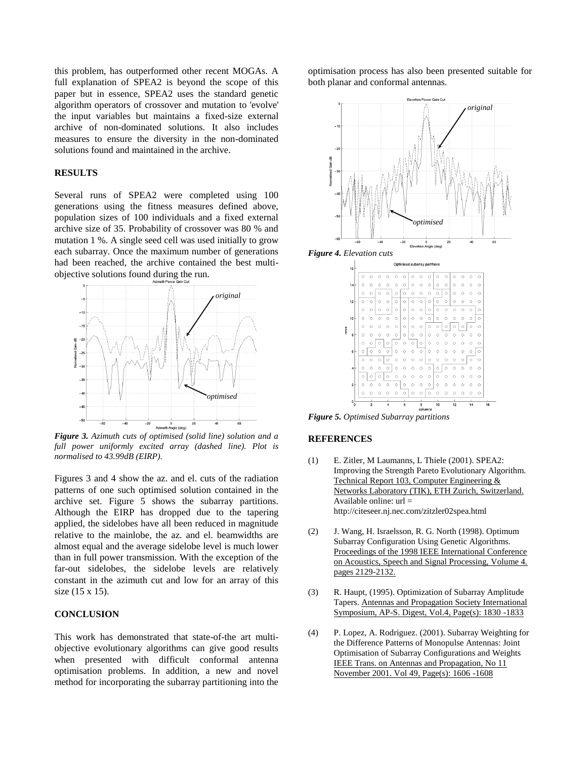this problem, has outperformed other recent MOGAs. A full explanation of SPEA2 is beyond the scope of this paper but in essence, SPEA2 uses the standard genetic algorithm operators of crossover and mutation to 'evolve' the input variables but maintains a fixed-size external archive of non-dominated solutions. It also includes measures to ensure the diversity in the non-dominated solutions found and maintained in the archive.

## RESULTS

Several runs of SPEA2 were completed using 100 generations using the fitness measures defined above, population sizes of 100 individuals and a fixed external archive size of 35. Probability of crossover was 80 % and mutation 1 %. A single seed cell was used initially to grow each subarray. Once the maximum number of generations had been reached, the archive contained the best multi-objective solutions found during the run.

Azimuth Power Gain Cut

original

optimised

Normalised Gain dB

Azimuth Angle (deg)

***Figure 3.*** *Azimuth cuts of optimised (solid line) solution and a full power uniformly excited array (dashed line). Plot is normalised to 43.99dB (EIRP).*

Figures 3 and 4 show the az. and el. cuts of the radiation patterns of one such optimised solution contained in the archive set. Figure 5 shows the subarray partitions. Although the EIRP has dropped due to the tapering applied, the sidelobes have all been reduced in magnitude relative to the mainlobe, the az. and el. beamwidths are almost equal and the average sidelobe level is much lower than in full power transmission. With the exception of the far-out sidelobes, the sidelobe levels are relatively constant in the azimuth cut and low for an array of this size (15 x 15).

## CONCLUSION

This work has demonstrated that state-of-the art multi-objective evolutionary algorithms can give good results when presented with difficult conformal antenna optimisation problems. In addition, a new and novel method for incorporating the subarray partitioning into the optimisation process has also been presented suitable for both planar and conformal antennas.

Elevation Power Gain Cut

original

optimised

Normalised Gain dB

Elevation Angle (deg)

***Figure 4.*** *Elevation cuts*

Optimised subarray partitions

rows

columns

***Figure 5.*** *Optimised Subarray partitions*

## REFERENCES

(1) E. Zitler, M Laumanns, L Thiele (2001). SPEA2: Improving the Strength Pareto Evolutionary Algorithm. Technical Report 103, Computer Engineering & Networks Laboratory (TIK), ETH Zurich, Switzerland. Available online: url = http://citeseer.nj.nec.com/zitzler02spea.html

(2) J. Wang, H. Israelsson, R. G. North (1998). Optimum Subarray Configuration Using Genetic Algorithms. Proceedings of the 1998 IEEE International Conference on Acoustics, Speech and Signal Processing, Volume 4. pages 2129-2132.

(3) R. Haupt, (1995). Optimization of Subarray Amplitude Tapers. Antennas and Propagation Society International Symposium, AP-S. Digest, Vol.4, Page(s): 1830 -1833

(4) P. Lopez, A. Rodriguez. (2001). Subarray Weighting for the Difference Patterns of Monopulse Antennas: Joint Optimisation of Subarray Configurations and Weights IEEE Trans. on Antennas and Propagation, No 11 November 2001. Vol 49, Page(s): 1606 -1608